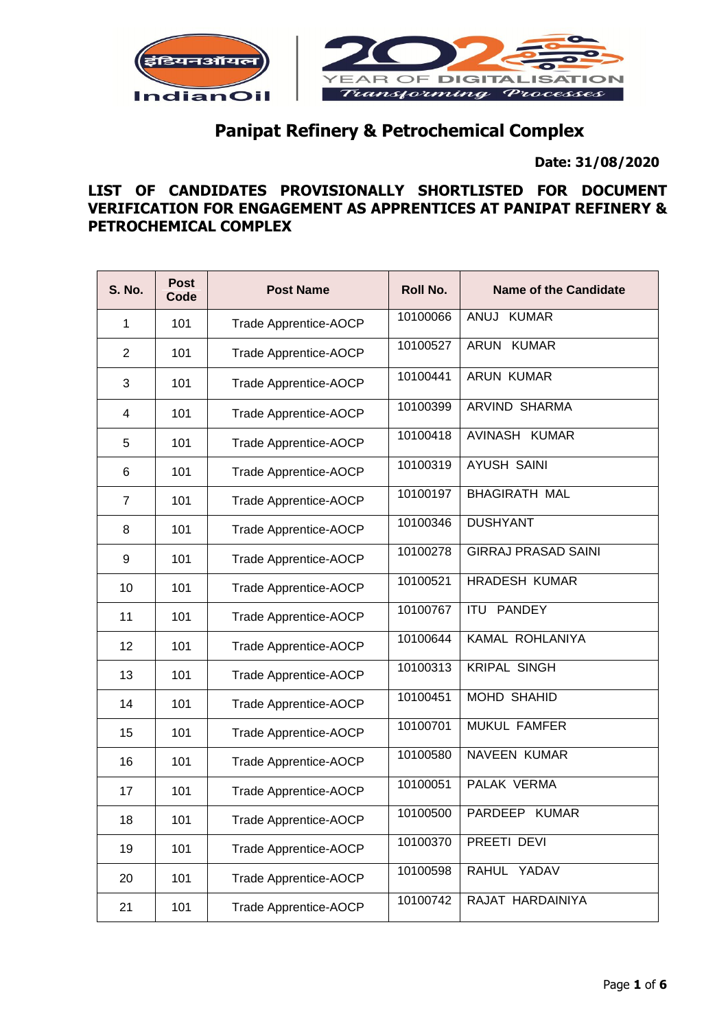# Panipat Refinery & Petrochemical Complex

**Date: 31/08/2020**

**LIST OF CANDIDATES PROVISIONALLY SHORTLISTED FOR DOCUMENT VERIFICATION FOR ENGAGEMENT AS APPRENTICES AT PANIPAT REFINERY & PETROCHEMICAL COMPLEX**

| S. No. | Post Code | Post Name | Roll No. | Name of the Candidate |
|---|---|---|---|---|
| 1 | 101 | Trade Apprentice-AOCP | 10100066 | ANUJ KUMAR |
| 2 | 101 | Trade Apprentice-AOCP | 10100527 | ARUN KUMAR |
| 3 | 101 | Trade Apprentice-AOCP | 10100441 | ARUN KUMAR |
| 4 | 101 | Trade Apprentice-AOCP | 10100399 | ARVIND SHARMA |
| 5 | 101 | Trade Apprentice-AOCP | 10100418 | AVINASH KUMAR |
| 6 | 101 | Trade Apprentice-AOCP | 10100319 | AYUSH SAINI |
| 7 | 101 | Trade Apprentice-AOCP | 10100197 | BHAGIRATH MAL |
| 8 | 101 | Trade Apprentice-AOCP | 10100346 | DUSHYANT |
| 9 | 101 | Trade Apprentice-AOCP | 10100278 | GIRRAJ PRASAD SAINI |
| 10 | 101 | Trade Apprentice-AOCP | 10100521 | HRADESH KUMAR |
| 11 | 101 | Trade Apprentice-AOCP | 10100767 | ITU PANDEY |
| 12 | 101 | Trade Apprentice-AOCP | 10100644 | KAMAL ROHLANIYA |
| 13 | 101 | Trade Apprentice-AOCP | 10100313 | KRIPAL SINGH |
| 14 | 101 | Trade Apprentice-AOCP | 10100451 | MOHD SHAHID |
| 15 | 101 | Trade Apprentice-AOCP | 10100701 | MUKUL FAMFER |
| 16 | 101 | Trade Apprentice-AOCP | 10100580 | NAVEEN KUMAR |
| 17 | 101 | Trade Apprentice-AOCP | 10100051 | PALAK VERMA |
| 18 | 101 | Trade Apprentice-AOCP | 10100500 | PARDEEP KUMAR |
| 19 | 101 | Trade Apprentice-AOCP | 10100370 | PREETI DEVI |
| 20 | 101 | Trade Apprentice-AOCP | 10100598 | RAHUL YADAV |
| 21 | 101 | Trade Apprentice-AOCP | 10100742 | RAJAT HARDAINIYA |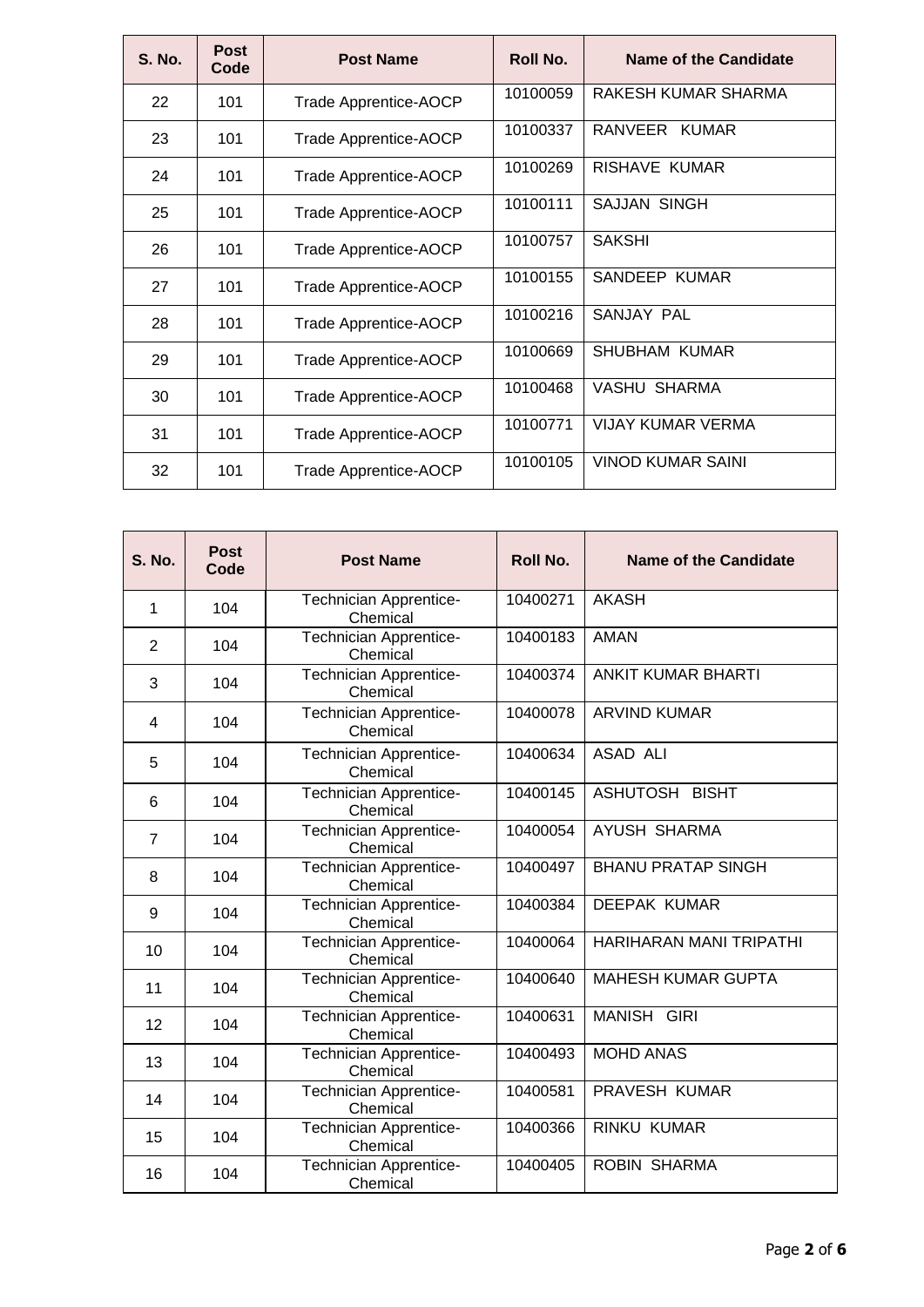| S. No. | Post Code | Post Name | Roll No. | Name of the Candidate |
|---|---|---|---|---|
| 22 | 101 | Trade Apprentice-AOCP | 10100059 | RAKESH KUMAR SHARMA |
| 23 | 101 | Trade Apprentice-AOCP | 10100337 | RANVEER KUMAR |
| 24 | 101 | Trade Apprentice-AOCP | 10100269 | RISHAVE KUMAR |
| 25 | 101 | Trade Apprentice-AOCP | 10100111 | SAJJAN SINGH |
| 26 | 101 | Trade Apprentice-AOCP | 10100757 | SAKSHI |
| 27 | 101 | Trade Apprentice-AOCP | 10100155 | SANDEEP KUMAR |
| 28 | 101 | Trade Apprentice-AOCP | 10100216 | SANJAY PAL |
| 29 | 101 | Trade Apprentice-AOCP | 10100669 | SHUBHAM KUMAR |
| 30 | 101 | Trade Apprentice-AOCP | 10100468 | VASHU SHARMA |
| 31 | 101 | Trade Apprentice-AOCP | 10100771 | VIJAY KUMAR VERMA |
| 32 | 101 | Trade Apprentice-AOCP | 10100105 | VINOD KUMAR SAINI |

| S. No. | Post Code | Post Name | Roll No. | Name of the Candidate |
|---|---|---|---|---|
| 1 | 104 | Technician Apprentice-Chemical | 10400271 | AKASH |
| 2 | 104 | Technician Apprentice-Chemical | 10400183 | AMAN |
| 3 | 104 | Technician Apprentice-Chemical | 10400374 | ANKIT KUMAR BHARTI |
| 4 | 104 | Technician Apprentice-Chemical | 10400078 | ARVIND KUMAR |
| 5 | 104 | Technician Apprentice-Chemical | 10400634 | ASAD ALI |
| 6 | 104 | Technician Apprentice-Chemical | 10400145 | ASHUTOSH BISHT |
| 7 | 104 | Technician Apprentice-Chemical | 10400054 | AYUSH SHARMA |
| 8 | 104 | Technician Apprentice-Chemical | 10400497 | BHANU PRATAP SINGH |
| 9 | 104 | Technician Apprentice-Chemical | 10400384 | DEEPAK KUMAR |
| 10 | 104 | Technician Apprentice-Chemical | 10400064 | HARIHARAN MANI TRIPATHI |
| 11 | 104 | Technician Apprentice-Chemical | 10400640 | MAHESH KUMAR GUPTA |
| 12 | 104 | Technician Apprentice-Chemical | 10400631 | MANISH GIRI |
| 13 | 104 | Technician Apprentice-Chemical | 10400493 | MOHD ANAS |
| 14 | 104 | Technician Apprentice-Chemical | 10400581 | PRAVESH KUMAR |
| 15 | 104 | Technician Apprentice-Chemical | 10400366 | RINKU KUMAR |
| 16 | 104 | Technician Apprentice-Chemical | 10400405 | ROBIN SHARMA |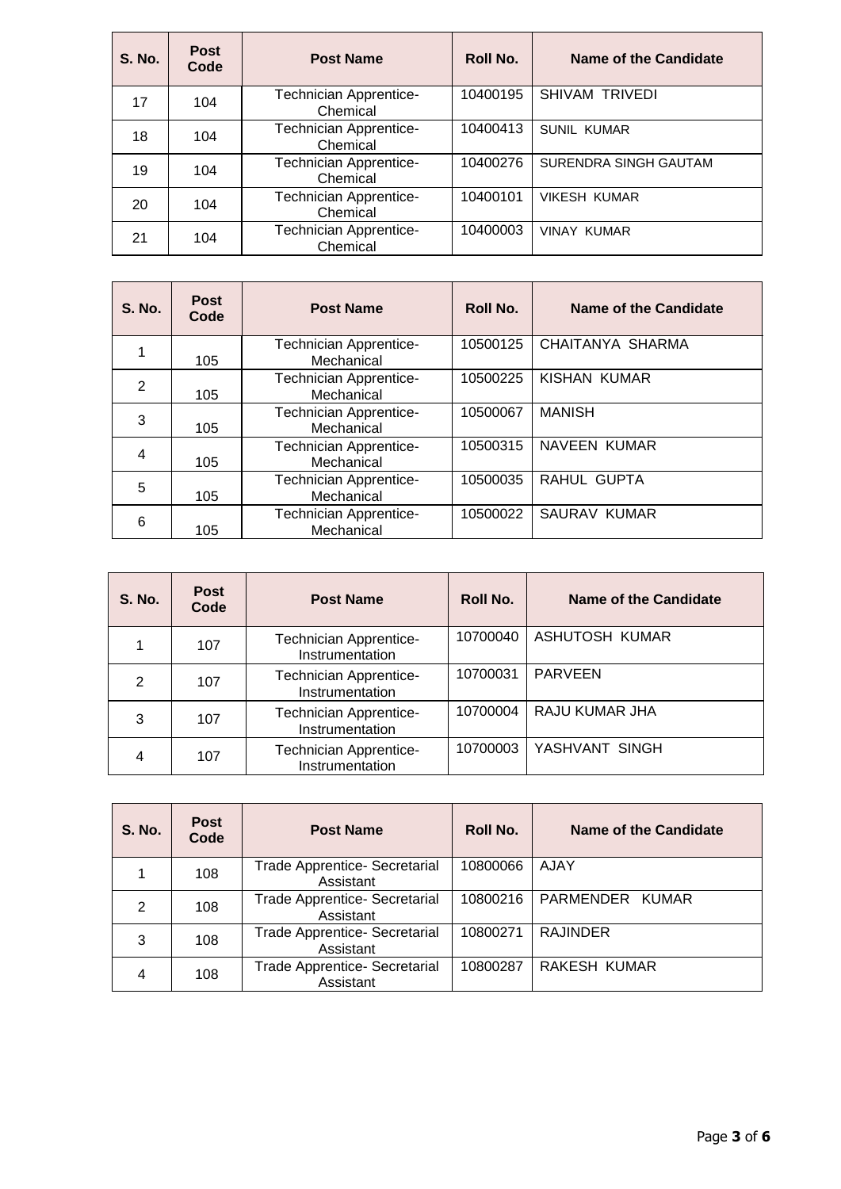| S. No. | Post Code | Post Name | Roll No. | Name of the Candidate |
|---|---|---|---|---|
| 17 | 104 | Technician Apprentice-Chemical | 10400195 | SHIVAM TRIVEDI |
| 18 | 104 | Technician Apprentice-Chemical | 10400413 | SUNIL KUMAR |
| 19 | 104 | Technician Apprentice-Chemical | 10400276 | SURENDRA SINGH GAUTAM |
| 20 | 104 | Technician Apprentice-Chemical | 10400101 | VIKESH KUMAR |
| 21 | 104 | Technician Apprentice-Chemical | 10400003 | VINAY KUMAR |

| S. No. | Post Code | Post Name | Roll No. | Name of the Candidate |
|---|---|---|---|---|
| 1 | 105 | Technician Apprentice-Mechanical | 10500125 | CHAITANYA SHARMA |
| 2 | 105 | Technician Apprentice-Mechanical | 10500225 | KISHAN KUMAR |
| 3 | 105 | Technician Apprentice-Mechanical | 10500067 | MANISH |
| 4 | 105 | Technician Apprentice-Mechanical | 10500315 | NAVEEN KUMAR |
| 5 | 105 | Technician Apprentice-Mechanical | 10500035 | RAHUL GUPTA |
| 6 | 105 | Technician Apprentice-Mechanical | 10500022 | SAURAV KUMAR |

| S. No. | Post Code | Post Name | Roll No. | Name of the Candidate |
|---|---|---|---|---|
| 1 | 107 | Technician Apprentice-Instrumentation | 10700040 | ASHUTOSH KUMAR |
| 2 | 107 | Technician Apprentice-Instrumentation | 10700031 | PARVEEN |
| 3 | 107 | Technician Apprentice-Instrumentation | 10700004 | RAJU KUMAR JHA |
| 4 | 107 | Technician Apprentice-Instrumentation | 10700003 | YASHVANT SINGH |

| S. No. | Post Code | Post Name | Roll No. | Name of the Candidate |
|---|---|---|---|---|
| 1 | 108 | Trade Apprentice- Secretarial Assistant | 10800066 | AJAY |
| 2 | 108 | Trade Apprentice- Secretarial Assistant | 10800216 | PARMENDER KUMAR |
| 3 | 108 | Trade Apprentice- Secretarial Assistant | 10800271 | RAJINDER |
| 4 | 108 | Trade Apprentice- Secretarial Assistant | 10800287 | RAKESH KUMAR |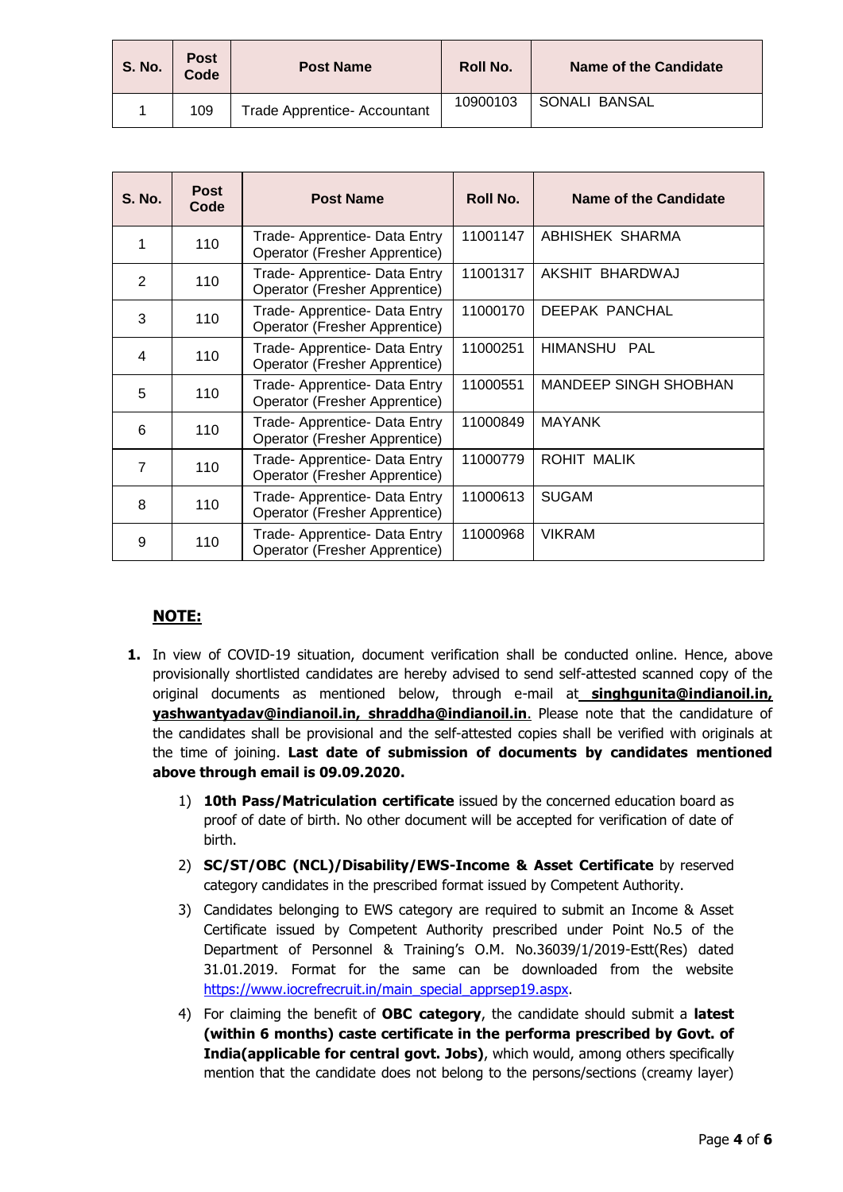| S. No. | Post Code | Post Name | Roll No. | Name of the Candidate |
|---|---|---|---|---|
| 1 | 109 | Trade Apprentice- Accountant | 10900103 | SONALI BANSAL |

| S. No. | Post Code | Post Name | Roll No. | Name of the Candidate |
|---|---|---|---|---|
| 1 | 110 | Trade- Apprentice- Data Entry Operator (Fresher Apprentice) | 11001147 | ABHISHEK SHARMA |
| 2 | 110 | Trade- Apprentice- Data Entry Operator (Fresher Apprentice) | 11001317 | AKSHIT BHARDWAJ |
| 3 | 110 | Trade- Apprentice- Data Entry Operator (Fresher Apprentice) | 11000170 | DEEPAK PANCHAL |
| 4 | 110 | Trade- Apprentice- Data Entry Operator (Fresher Apprentice) | 11000251 | HIMANSHU PAL |
| 5 | 110 | Trade- Apprentice- Data Entry Operator (Fresher Apprentice) | 11000551 | MANDEEP SINGH SHOBHAN |
| 6 | 110 | Trade- Apprentice- Data Entry Operator (Fresher Apprentice) | 11000849 | MAYANK |
| 7 | 110 | Trade- Apprentice- Data Entry Operator (Fresher Apprentice) | 11000779 | ROHIT MALIK |
| 8 | 110 | Trade- Apprentice- Data Entry Operator (Fresher Apprentice) | 11000613 | SUGAM |
| 9 | 110 | Trade- Apprentice- Data Entry Operator (Fresher Apprentice) | 11000968 | VIKRAM |

**NOTE:**

1. In view of COVID-19 situation, document verification shall be conducted online. Hence, above provisionally shortlisted candidates are hereby advised to send self-attested scanned copy of the original documents as mentioned below, through e-mail at **singhgunita@indianoil.in, yashwantyadav@indianoil.in, shraddha@indianoil.in**. Please note that the candidature of the candidates shall be provisional and the self-attested copies shall be verified with originals at the time of joining. **Last date of submission of documents by candidates mentioned above through email is 09.09.2020.**

   1) **10th Pass/Matriculation certificate** issued by the concerned education board as proof of date of birth. No other document will be accepted for verification of date of birth.
   2) **SC/ST/OBC (NCL)/Disability/EWS-Income & Asset Certificate** by reserved category candidates in the prescribed format issued by Competent Authority.
   3) Candidates belonging to EWS category are required to submit an Income & Asset Certificate issued by Competent Authority prescribed under Point No.5 of the Department of Personnel & Training's O.M. No.36039/1/2019-Estt(Res) dated 31.01.2019. Format for the same can be downloaded from the website https://www.iocrefrecruit.in/main_special_apprsep19.aspx.
   4) For claiming the benefit of **OBC category**, the candidate should submit a **latest (within 6 months) caste certificate in the performa prescribed by Govt. of India(applicable for central govt. Jobs)**, which would, among others specifically mention that the candidate does not belong to the persons/sections (creamy layer)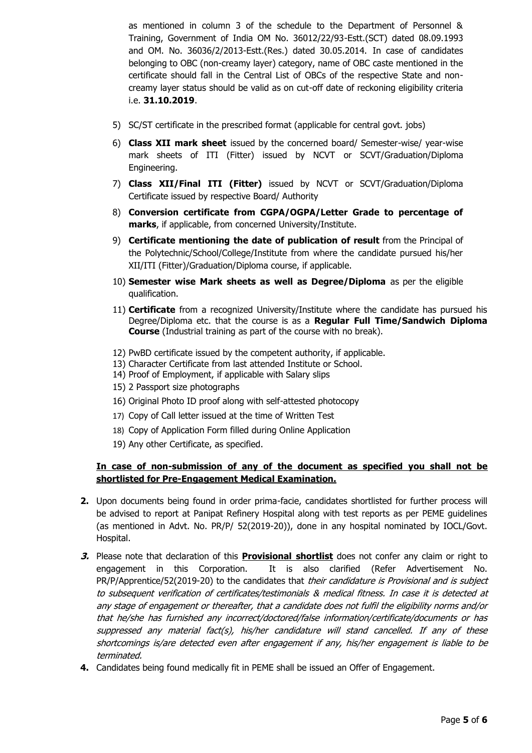as mentioned in column 3 of the schedule to the Department of Personnel & Training, Government of India OM No. 36012/22/93-Estt.(SCT) dated 08.09.1993 and OM. No. 36036/2/2013-Estt.(Res.) dated 30.05.2014. In case of candidates belonging to OBC (non-creamy layer) category, name of OBC caste mentioned in the certificate should fall in the Central List of OBCs of the respective State and non-creamy layer status should be valid as on cut-off date of reckoning eligibility criteria i.e. **31.10.2019**.

5) SC/ST certificate in the prescribed format (applicable for central govt. jobs)
6) **Class XII mark sheet** issued by the concerned board/ Semester-wise/ year-wise mark sheets of ITI (Fitter) issued by NCVT or SCVT/Graduation/Diploma Engineering.
7) **Class XII/Final ITI (Fitter)** issued by NCVT or SCVT/Graduation/Diploma Certificate issued by respective Board/ Authority
8) **Conversion certificate from CGPA/OGPA/Letter Grade to percentage of marks**, if applicable, from concerned University/Institute.
9) **Certificate mentioning the date of publication of result** from the Principal of the Polytechnic/School/College/Institute from where the candidate pursued his/her XII/ITI (Fitter)/Graduation/Diploma course, if applicable.
10) **Semester wise Mark sheets as well as Degree/Diploma** as per the eligible qualification.
11) **Certificate** from a recognized University/Institute where the candidate has pursued his Degree/Diploma etc. that the course is as a **Regular Full Time/Sandwich Diploma Course** (Industrial training as part of the course with no break).
12) PwBD certificate issued by the competent authority, if applicable.
13) Character Certificate from last attended Institute or School.
14) Proof of Employment, if applicable with Salary slips
15) 2 Passport size photographs
16) Original Photo ID proof along with self-attested photocopy
17) Copy of Call letter issued at the time of Written Test
18) Copy of Application Form filled during Online Application
19) Any other Certificate, as specified.

**In case of non-submission of any of the document as specified you shall not be shortlisted for Pre-Engagement Medical Examination.**

**2.** Upon documents being found in order prima-facie, candidates shortlisted for further process will be advised to report at Panipat Refinery Hospital along with test reports as per PEME guidelines (as mentioned in Advt. No. PR/P/ 52(2019-20)), done in any hospital nominated by IOCL/Govt. Hospital.

***3.*** Please note that declaration of this **Provisional shortlist** does not confer any claim or right to engagement in this Corporation. It is also clarified (Refer Advertisement No. PR/P/Apprentice/52(2019-20) to the candidates that *their candidature is Provisional and is subject to subsequent verification of certificates/testimonials & medical fitness. In case it is detected at any stage of engagement or thereafter, that a candidate does not fulfil the eligibility norms and/or that he/she has furnished any incorrect/doctored/false information/certificate/documents or has suppressed any material fact(s), his/her candidature will stand cancelled. If any of these shortcomings is/are detected even after engagement if any, his/her engagement is liable to be terminated.*

**4.** Candidates being found medically fit in PEME shall be issued an Offer of Engagement.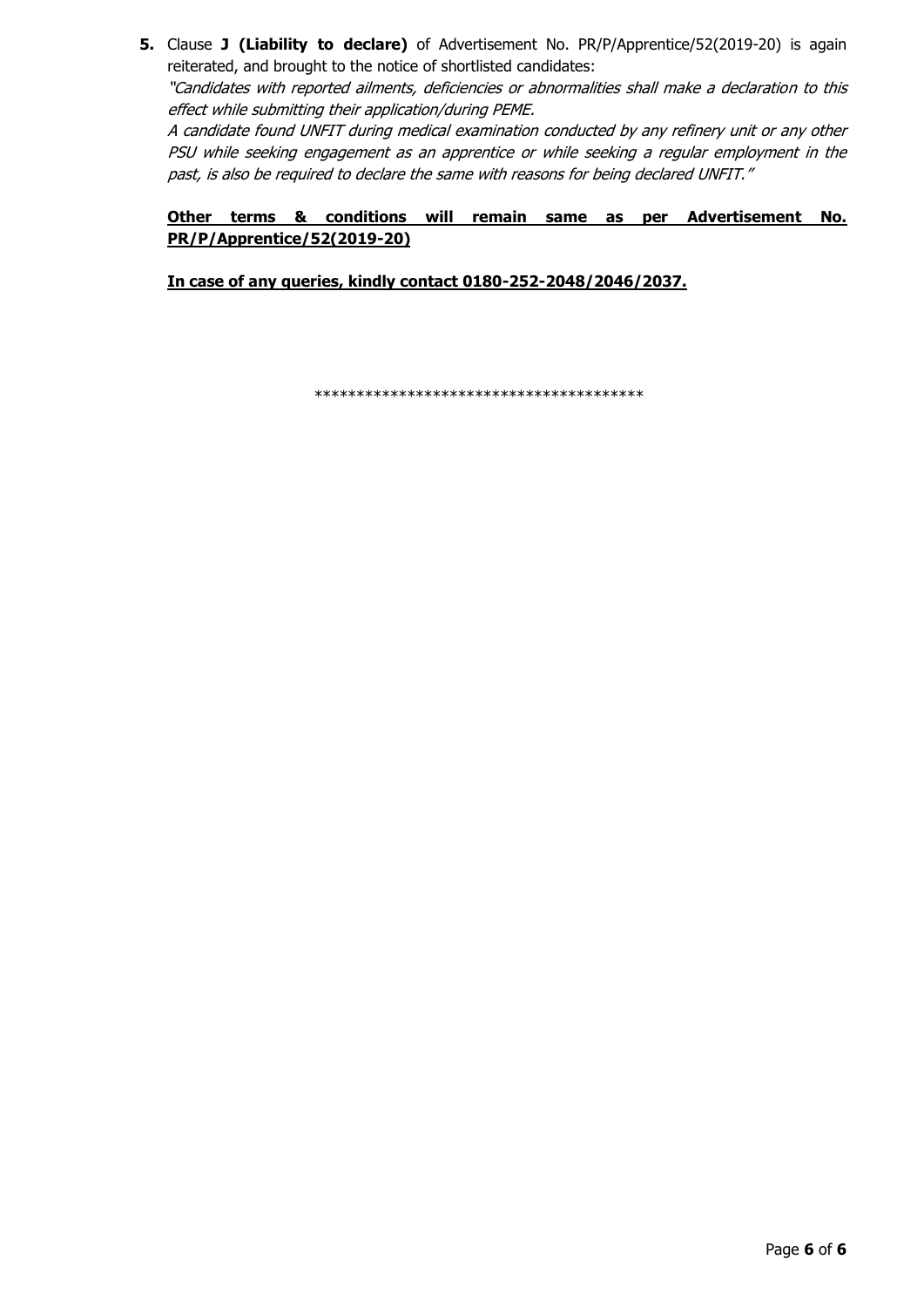5. Clause **J (Liability to declare)** of Advertisement No. PR/P/Apprentice/52(2019-20) is again reiterated, and brought to the notice of shortlisted candidates:

   *"Candidates with reported ailments, deficiencies or abnormalities shall make a declaration to this effect while submitting their application/during PEME.*

   *A candidate found UNFIT during medical examination conducted by any refinery unit or any other PSU while seeking engagement as an apprentice or while seeking a regular employment in the past, is also be required to declare the same with reasons for being declared UNFIT."*

**Other terms & conditions will remain same as per Advertisement No. PR/P/Apprentice/52(2019-20)**

**In case of any queries, kindly contact 0180-252-2048/2046/2037.**

***************************************